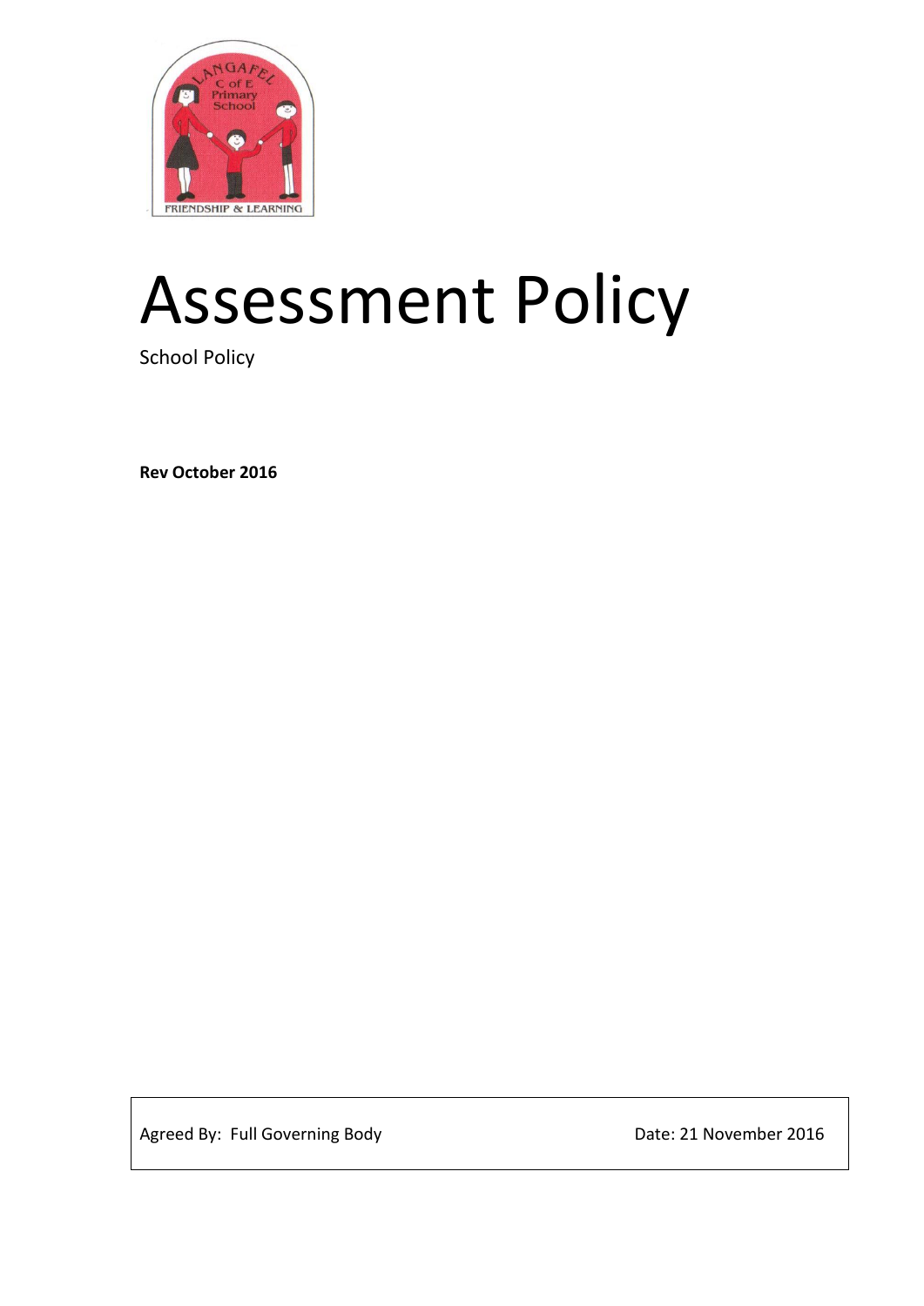# Assessment Policy

School Policy

**Rev October 2016**

| Agreed By: Full Governing Body | Date: 21 November 2016 |
|---|---|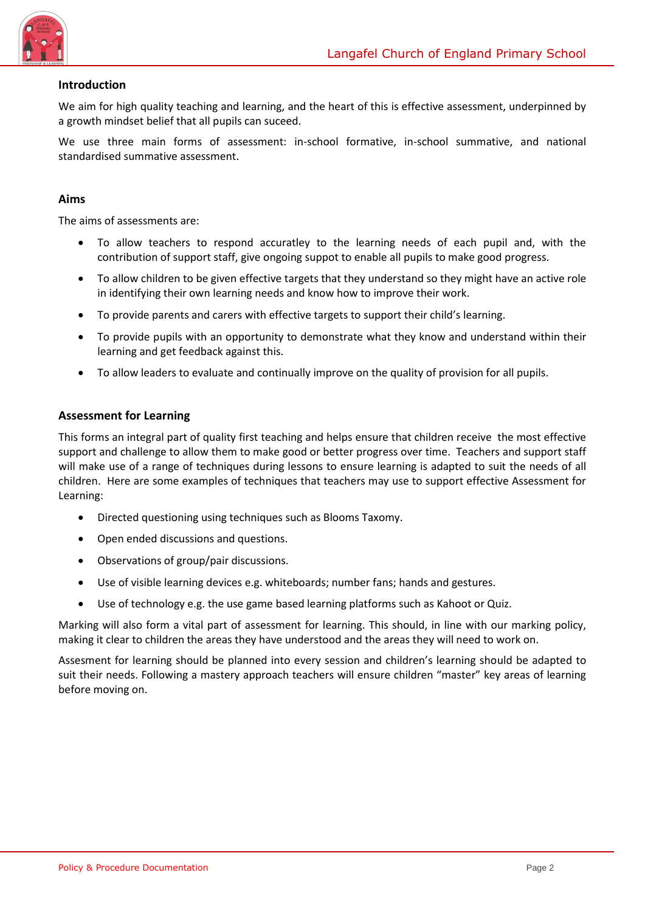## Introduction

We aim for high quality teaching and learning, and the heart of this is effective assessment, underpinned by a growth mindset belief that all pupils can suceed.

We use three main forms of assessment: in-school formative, in-school summative, and national standardised summative assessment.

## Aims

The aims of assessments are:

- To allow teachers to respond accuratley to the learning needs of each pupil and, with the contribution of support staff, give ongoing suppot to enable all pupils to make good progress.
- To allow children to be given effective targets that they understand so they might have an active role in identifying their own learning needs and know how to improve their work.
- To provide parents and carers with effective targets to support their child's learning.
- To provide pupils with an opportunity to demonstrate what they know and understand within their learning and get feedback against this.
- To allow leaders to evaluate and continually improve on the quality of provision for all pupils.

## Assessment for Learning

This forms an integral part of quality first teaching and helps ensure that children receive the most effective support and challenge to allow them to make good or better progress over time. Teachers and support staff will make use of a range of techniques during lessons to ensure learning is adapted to suit the needs of all children. Here are some examples of techniques that teachers may use to support effective Assessment for Learning:

- Directed questioning using techniques such as Blooms Taxomy.
- Open ended discussions and questions.
- Observations of group/pair discussions.
- Use of visible learning devices e.g. whiteboards; number fans; hands and gestures.
- Use of technology e.g. the use game based learning platforms such as Kahoot or Quiz.

Marking will also form a vital part of assessment for learning. This should, in line with our marking policy, making it clear to children the areas they have understood and the areas they will need to work on.

Assesment for learning should be planned into every session and children's learning should be adapted to suit their needs. Following a mastery approach teachers will ensure children "master" key areas of learning before moving on.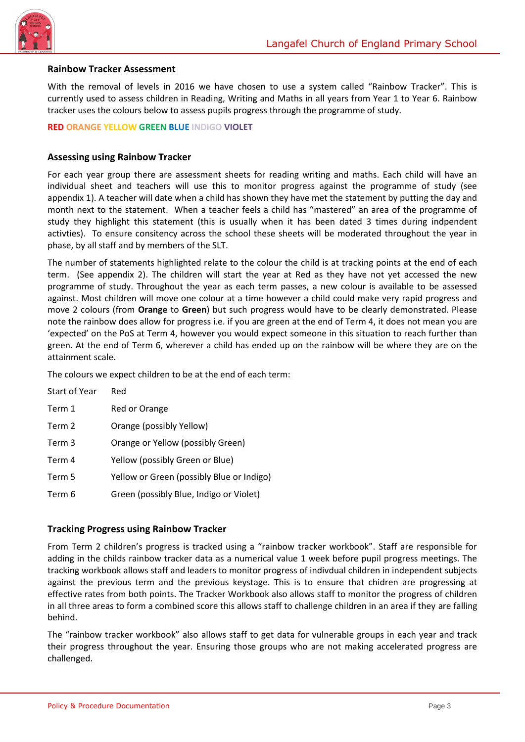## Rainbow Tracker Assessment

With the removal of levels in 2016 we have chosen to use a system called "Rainbow Tracker". This is currently used to assess children in Reading, Writing and Maths in all years from Year 1 to Year 6. Rainbow tracker uses the colours below to assess pupils progress through the programme of study.

**RED ORANGE YELLOW GREEN BLUE INDIGO VIOLET**

## Assessing using Rainbow Tracker

For each year group there are assessment sheets for reading writing and maths. Each child will have an individual sheet and teachers will use this to monitor progress against the programme of study (see appendix 1). A teacher will date when a child has shown they have met the statement by putting the day and month next to the statement. When a teacher feels a child has "mastered" an area of the programme of study they highlight this statement (this is usually when it has been dated 3 times during indpendent activties). To ensure consitency across the school these sheets will be moderated throughout the year in phase, by all staff and by members of the SLT.

The number of statements highlighted relate to the colour the child is at tracking points at the end of each term. (See appendix 2). The children will start the year at Red as they have not yet accessed the new programme of study. Throughout the year as each term passes, a new colour is available to be assessed against. Most children will move one colour at a time however a child could make very rapid progress and move 2 colours (from **Orange** to **Green**) but such progress would have to be clearly demonstrated. Please note the rainbow does allow for progress i.e. if you are green at the end of Term 4, it does not mean you are 'expected' on the PoS at Term 4, however you would expect someone in this situation to reach further than green. At the end of Term 6, wherever a child has ended up on the rainbow will be where they are on the attainment scale.

The colours we expect children to be at the end of each term:

| | |
|---|---|
| Start of Year | Red |
| Term 1 | Red or Orange |
| Term 2 | Orange (possibly Yellow) |
| Term 3 | Orange or Yellow (possibly Green) |
| Term 4 | Yellow (possibly Green or Blue) |
| Term 5 | Yellow or Green (possibly Blue or Indigo) |
| Term 6 | Green (possibly Blue, Indigo or Violet) |

## Tracking Progress using Rainbow Tracker

From Term 2 children's progress is tracked using a "rainbow tracker workbook". Staff are responsible for adding in the childs rainbow tracker data as a numerical value 1 week before pupil progress meetings. The tracking workbook allows staff and leaders to monitor progress of indivdual children in independent subjects against the previous term and the previous keystage. This is to ensure that chidren are progressing at effective rates from both points. The Tracker Workbook also allows staff to monitor the progress of children in all three areas to form a combined score this allows staff to challenge children in an area if they are falling behind.

The "rainbow tracker workbook" also allows staff to get data for vulnerable groups in each year and track their progress throughout the year. Ensuring those groups who are not making accelerated progress are challenged.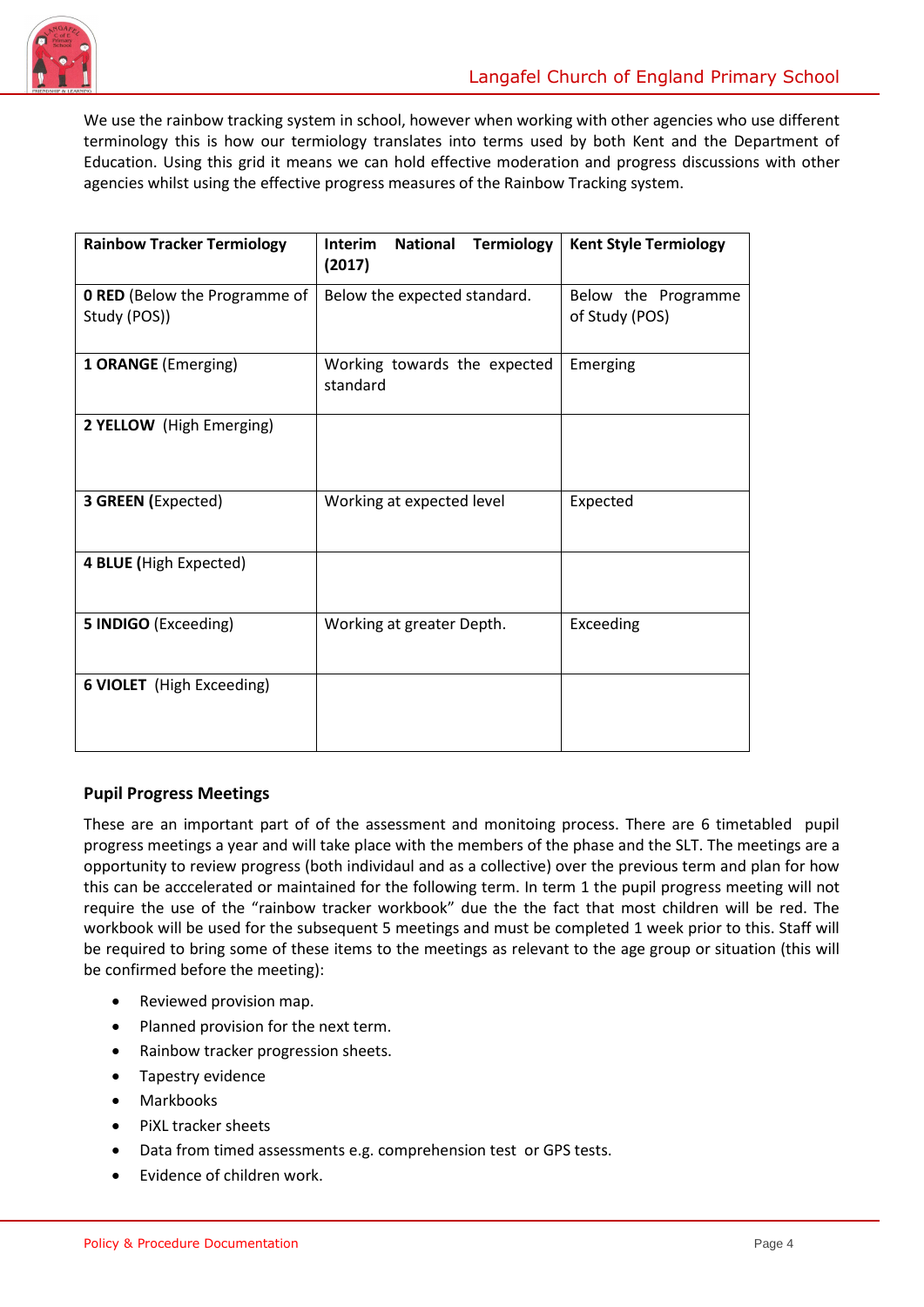We use the rainbow tracking system in school, however when working with other agencies who use different terminology this is how our termiology translates into terms used by both Kent and the Department of Education. Using this grid it means we can hold effective moderation and progress discussions with other agencies whilst using the effective progress measures of the Rainbow Tracking system.

| **Rainbow Tracker Termiology** | **Interim National Termiology (2017)** | **Kent Style Termiology** |
|---|---|---|
| **0 RED** (Below the Programme of Study (POS)) | Below the expected standard. | Below the Programme of Study (POS) |
| **1 ORANGE** (Emerging) | Working towards the expected standard | Emerging |
| **2 YELLOW** (High Emerging) | | |
| **3 GREEN (**Expected) | Working at expected level | Expected |
| **4 BLUE (**High Expected) | | |
| **5 INDIGO** (Exceeding) | Working at greater Depth. | Exceeding |
| **6 VIOLET** (High Exceeding) | | |

### Pupil Progress Meetings

These are an important part of of the assessment and monitoing process. There are 6 timetabled pupil progress meetings a year and will take place with the members of the phase and the SLT. The meetings are a opportunity to review progress (both individaul and as a collective) over the previous term and plan for how this can be acccelerated or maintained for the following term. In term 1 the pupil progress meeting will not require the use of the "rainbow tracker workbook" due the the fact that most children will be red. The workbook will be used for the subsequent 5 meetings and must be completed 1 week prior to this. Staff will be required to bring some of these items to the meetings as relevant to the age group or situation (this will be confirmed before the meeting):

- Reviewed provision map.
- Planned provision for the next term.
- Rainbow tracker progression sheets.
- Tapestry evidence
- Markbooks
- PiXL tracker sheets
- Data from timed assessments e.g. comprehension test or GPS tests.
- Evidence of children work.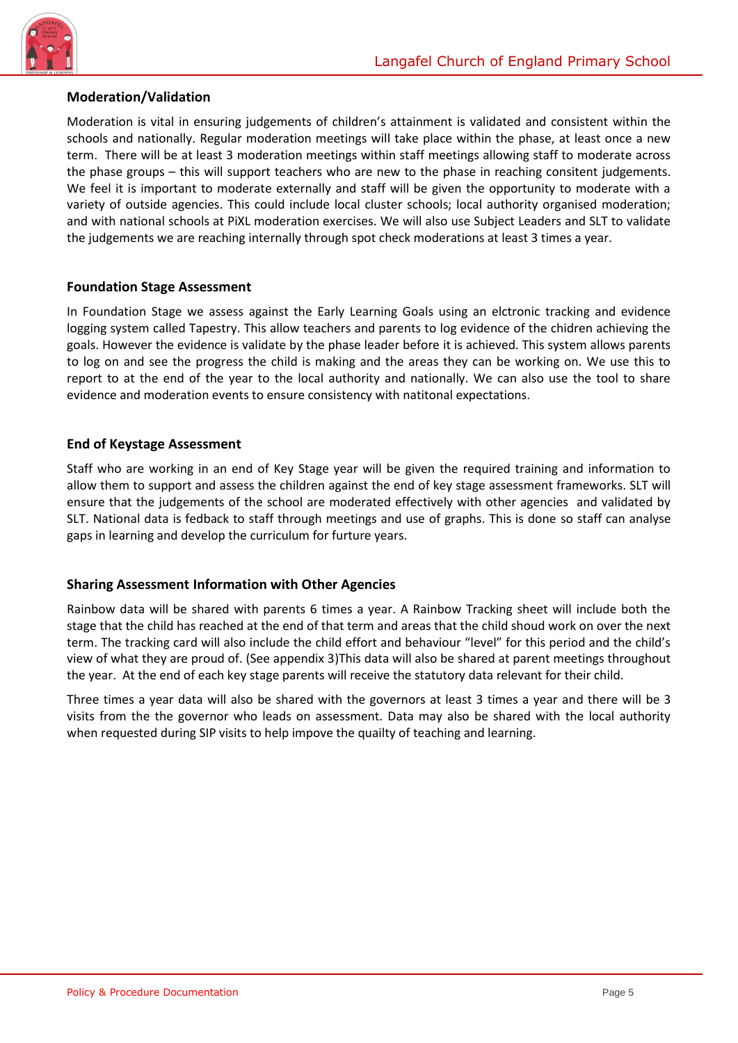## Moderation/Validation

Moderation is vital in ensuring judgements of children's attainment is validated and consistent within the schools and nationally. Regular moderation meetings will take place within the phase, at least once a new term. There will be at least 3 moderation meetings within staff meetings allowing staff to moderate across the phase groups – this will support teachers who are new to the phase in reaching consitent judgements. We feel it is important to moderate externally and staff will be given the opportunity to moderate with a variety of outside agencies. This could include local cluster schools; local authority organised moderation; and with national schools at PiXL moderation exercises. We will also use Subject Leaders and SLT to validate the judgements we are reaching internally through spot check moderations at least 3 times a year.

## Foundation Stage Assessment

In Foundation Stage we assess against the Early Learning Goals using an elctronic tracking and evidence logging system called Tapestry. This allow teachers and parents to log evidence of the chidren achieving the goals. However the evidence is validate by the phase leader before it is achieved. This system allows parents to log on and see the progress the child is making and the areas they can be working on. We use this to report to at the end of the year to the local authority and nationally. We can also use the tool to share evidence and moderation events to ensure consistency with natitonal expectations.

## End of Keystage Assessment

Staff who are working in an end of Key Stage year will be given the required training and information to allow them to support and assess the children against the end of key stage assessment frameworks. SLT will ensure that the judgements of the school are moderated effectively with other agencies and validated by SLT. National data is fedback to staff through meetings and use of graphs. This is done so staff can analyse gaps in learning and develop the curriculum for furture years.

## Sharing Assessment Information with Other Agencies

Rainbow data will be shared with parents 6 times a year. A Rainbow Tracking sheet will include both the stage that the child has reached at the end of that term and areas that the child shoud work on over the next term. The tracking card will also include the child effort and behaviour "level" for this period and the child's view of what they are proud of. (See appendix 3)This data will also be shared at parent meetings throughout the year. At the end of each key stage parents will receive the statutory data relevant for their child.

Three times a year data will also be shared with the governors at least 3 times a year and there will be 3 visits from the the governor who leads on assessment. Data may also be shared with the local authority when requested during SIP visits to help impove the quailty of teaching and learning.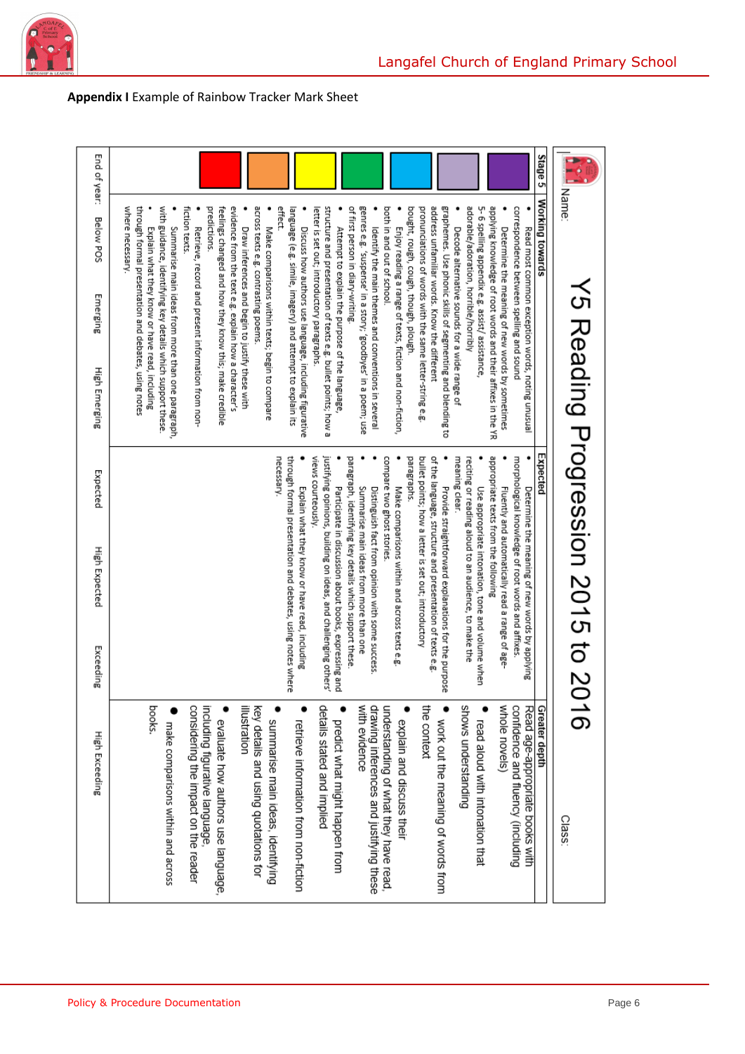**Appendix I** Example of Rainbow Tracker Mark Sheet

# Y5 Reading Progression 2015 to 2016

Name: Class:

| Stage 5 | Working towards | Expected | Greater depth |
|---|---|---|---|
| | • Read most common exception words, noting unusual correspondence between spelling and sound<br>• Determine the meaning of new words by sometimes applying knowledge of root words and their affixes in the Y6 5-6 spelling appendix e.g. assist/ assistance, adorable/adoration, horrible/horribly<br>• Decode alternative sounds for a wide range of graphemes. Use phonic skills of segmenting and blending to address unfamiliar words. Know the different pronunciations of words with the same letter-string e.g. bought, rough, cough, though, plough.<br>• Enjoy reading a range of texts, fiction and non-fiction, both in and out of school.<br>• Identify the main themes and conventions in several genres e.g. 'suspense' in a story; 'goodbyes' in a poem; use of first person in diary-writing.<br>• Attempt to explain the purpose of the language, structure and presentation of texts e.g. bullet points, how a letter is set out, introductory paragraphs.<br>• Discuss how authors use language, including figurative language (e.g. simile, imagery) and attempt to explain its effect.<br>• Make comparisons within texts; begin to compare across texts e.g. contrasting poems.<br>• Draw inferences and begin to justify these with evidence from the text e.g. explain how a character's feelings changed and how they know this; make credible predictions.<br>• Retrieve, record and present information from non-fiction texts.<br>• Summarise main ideas from more than one paragraph, with guidance, identifying key details which support these.<br>• Explain what they know or have read, including through formal presentation and debates, using notes where necessary. | • Determine the meaning of new words by applying morphological knowledge of root words and affixes.<br>• Fluently and automatically read a range of age-appropriate texts from the following<br>• Use appropriate intonation, tone and volume when reciting or reading aloud to an audience, to make the meaning clear.<br>• Provide straightforward explanations for the purpose of the language, structure and presentation of texts e.g. bullet points, how a letter is set out, introductory paragraphs.<br>• Make comparisons within and across texts e.g. compare two ghost stories.<br>• Distinguish fact from opinion with some success.<br>• Summarise main ideas from more than one paragraph, identifying key details which support these.<br>• Participate in discussion about books, expressing and justifying opinions, building on ideas, and challenging others' views courteously.<br>• Explain what they know or have read, including through formal presentation and debates, using notes where necessary. | Read age-appropriate books with confidence and fluency (including whole novels)<br>• read aloud with intonation that shows understanding<br>• work out the meaning of words from the context<br>• explain and discuss their understanding of what they have read, drawing inferences and justifying these with evidence<br>• predict what might happen from details stated and implied<br>• retrieve information from non-fiction<br>• summarise main ideas, identifying key details and using quotations for illustration<br>• evaluate how authors use language, including figurative language, considering the impact on the reader<br>• make comparisons within and across books. |
| End of year: | Below POS &nbsp;&nbsp; Emerging &nbsp;&nbsp; High Emerging | Expected &nbsp;&nbsp; High Expected &nbsp;&nbsp; Exceeding | High Exceeding |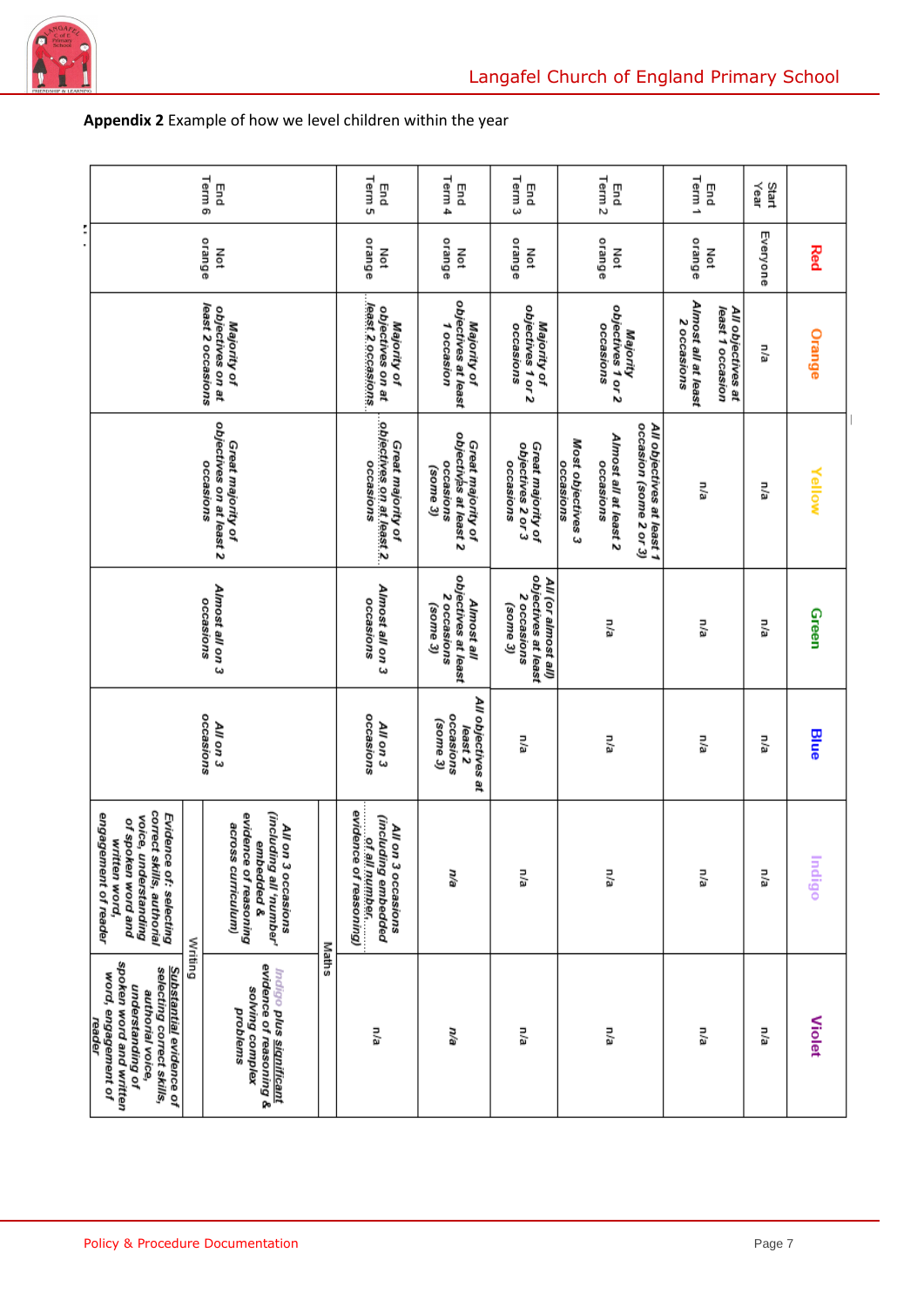**Appendix 2** Example of how we level children within the year

| | Red | Orange | Yellow | Green | Blue | Indigo | Violet |
|---|---|---|---|---|---|---|---|
| Start Year | Everyone | n/a | n/a | n/a | n/a | n/a | n/a |
| End Term 1 | Not orange | *All objectives at least 1 occasion Almost all at least 2 occasions* | n/a | n/a | n/a | n/a | n/a |
| End Term 2 | Not orange | *Majority objectives 1 or 2 occasions* | *All objectives at least 1 occasion (some 2 or 3) Almost all at least 2 occasions Most objectives 3 occasions* | n/a | n/a | n/a | n/a |
| End Term 3 | Not orange | *Majority of objectives 1 or 2 occasions* | *Great majority of objectives 2 or 3 occasions* | *All (or almost all) objectives at least 2 occasions (some 3)* | n/a | n/a | n/a |
| End Term 4 | Not orange | *Majority of objectives at least 1 occasion* | *Great majority of objectives at least 2 occasions (some 3)* | *Almost all objectives at least 2 occasions (some 3)* | *All objectives at least 2 occasions (some 3)* | n/a | n/a |
| End Term 5 | Not orange | *Majority of objectives on at least 2 occasions* | *Great majority of objectives on at least 2 occasions* | *Almost all on 3 occasions* | *All on 3 occasions* | Maths: *All on 3 occasions (including embedded evidence of all number evidence of reasoning)* | n/a |
| End Term 6 | Not orange | *Majority of objectives on at least 2 occasions* | *Great majority of objectives on at least 2 occasions* | *Almost all on 3 occasions* | *All on 3 occasions* | Maths: *All on 3 occasions (including all 'number' embedded & evidence of reasoning across curriculum)*<br>Writing: *Evidence of: selecting correct skills, authorial voice, understanding of spoken word and written word, engagement of reader* | Maths: *Indigo plus significant evidence of reasoning & solving complex problems*<br>Writing: *Substantial evidence of selecting correct skills, authorial voice, understanding of spoken word and written word, engagement of reader* |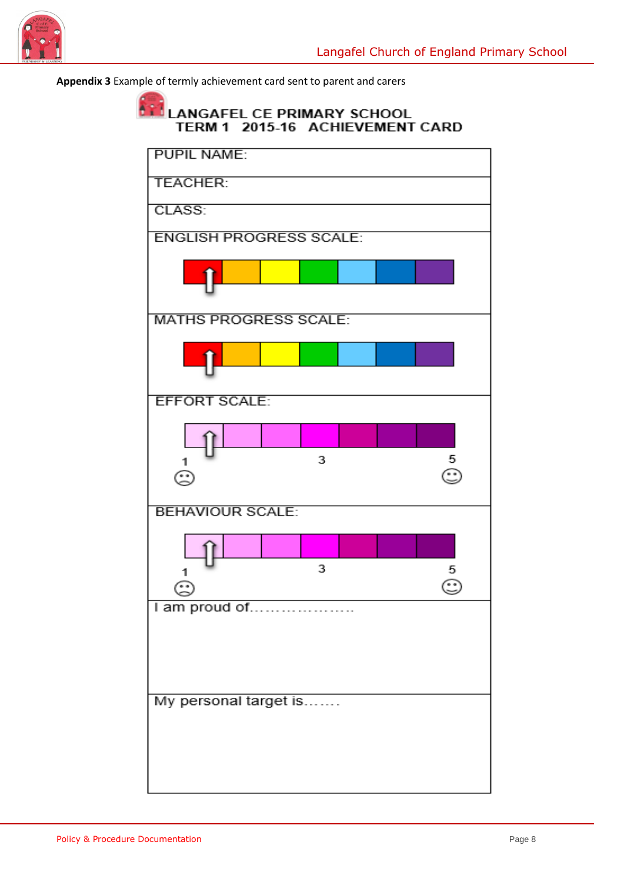**Appendix 3** Example of termly achievement card sent to parent and carers

LANGAFEL CE PRIMARY SCHOOL
TERM 1 2015-16 ACHIEVEMENT CARD

PUPIL NAME:

TEACHER:

CLASS:

ENGLISH PROGRESS SCALE:

MATHS PROGRESS SCALE:

EFFORT SCALE:

1 3 5

BEHAVIOUR SCALE:

1 3 5

I am proud of…………………

My personal target is…….